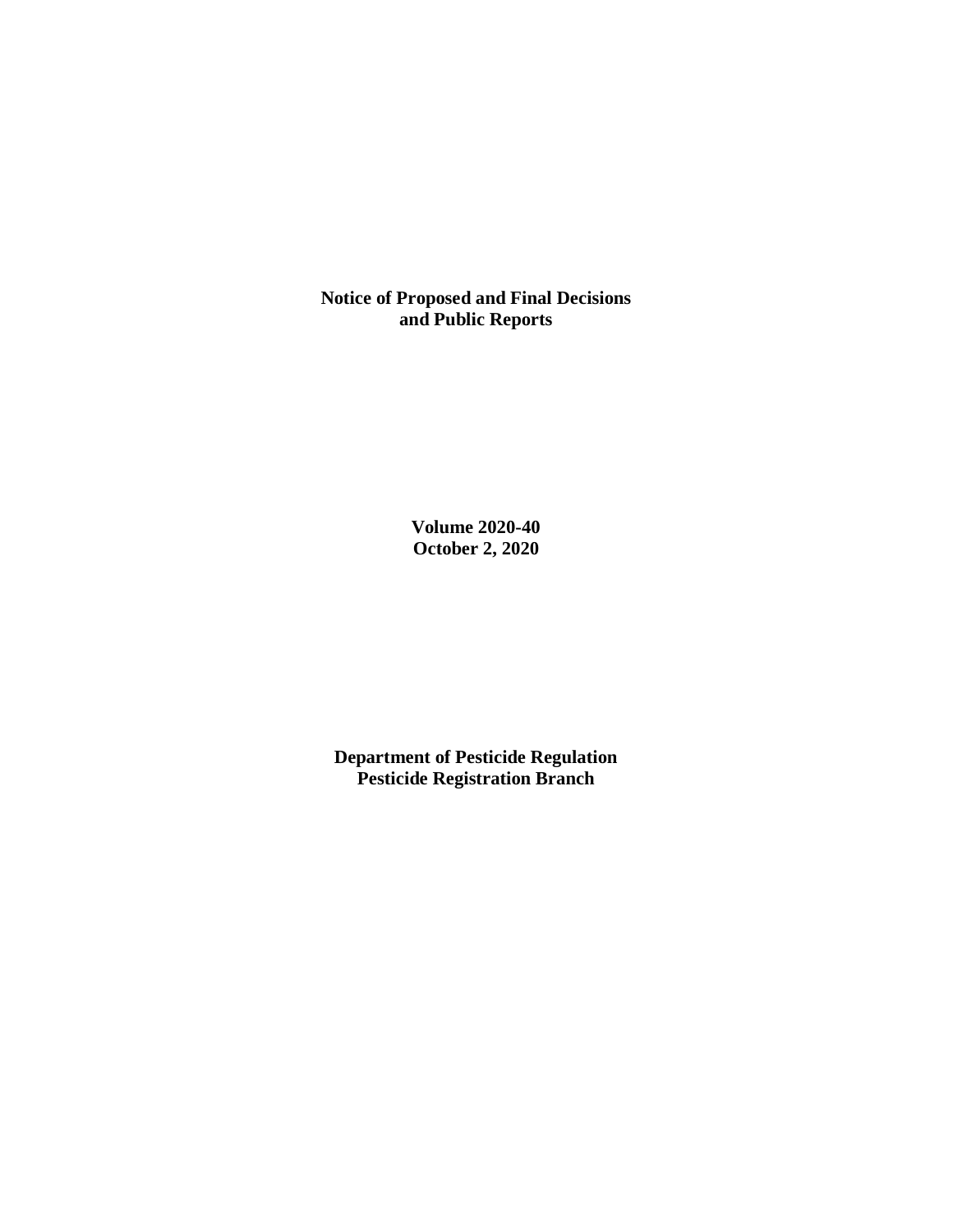**Notice of Proposed and Final Decisions and Public Reports**

**Volume 2020-40**
**October 2, 2020**

**Department of Pesticide Regulation**
**Pesticide Registration Branch**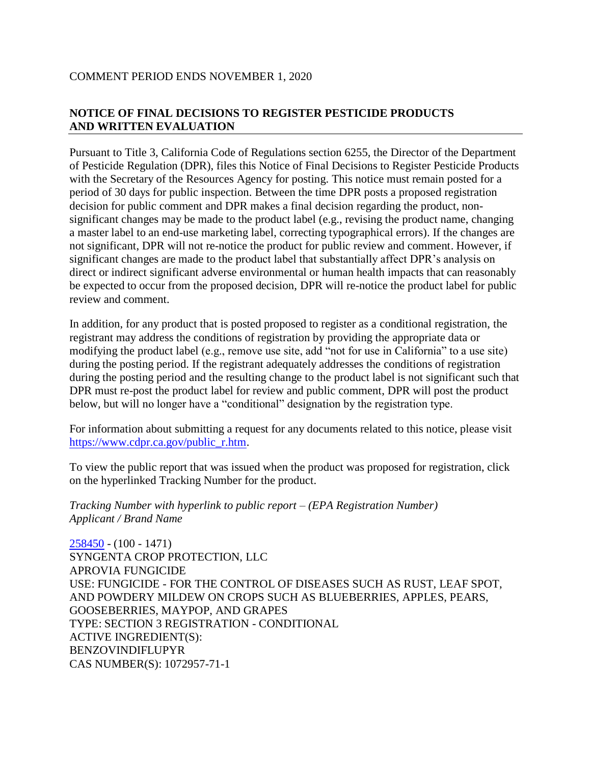COMMENT PERIOD ENDS NOVEMBER 1, 2020

## NOTICE OF FINAL DECISIONS TO REGISTER PESTICIDE PRODUCTS AND WRITTEN EVALUATION

Pursuant to Title 3, California Code of Regulations section 6255, the Director of the Department of Pesticide Regulation (DPR), files this Notice of Final Decisions to Register Pesticide Products with the Secretary of the Resources Agency for posting. This notice must remain posted for a period of 30 days for public inspection. Between the time DPR posts a proposed registration decision for public comment and DPR makes a final decision regarding the product, non-significant changes may be made to the product label (e.g., revising the product name, changing a master label to an end-use marketing label, correcting typographical errors). If the changes are not significant, DPR will not re-notice the product for public review and comment. However, if significant changes are made to the product label that substantially affect DPR's analysis on direct or indirect significant adverse environmental or human health impacts that can reasonably be expected to occur from the proposed decision, DPR will re-notice the product label for public review and comment.

In addition, for any product that is posted proposed to register as a conditional registration, the registrant may address the conditions of registration by providing the appropriate data or modifying the product label (e.g., remove use site, add "not for use in California" to a use site) during the posting period. If the registrant adequately addresses the conditions of registration during the posting period and the resulting change to the product label is not significant such that DPR must re-post the product label for review and public comment, DPR will post the product below, but will no longer have a "conditional" designation by the registration type.

For information about submitting a request for any documents related to this notice, please visit https://www.cdpr.ca.gov/public_r.htm.

To view the public report that was issued when the product was proposed for registration, click on the hyperlinked Tracking Number for the product.

*Tracking Number with hyperlink to public report – (EPA Registration Number)*
*Applicant / Brand Name*

258450 - (100 - 1471)
SYNGENTA CROP PROTECTION, LLC
APROVIA FUNGICIDE
USE: FUNGICIDE - FOR THE CONTROL OF DISEASES SUCH AS RUST, LEAF SPOT, AND POWDERY MILDEW ON CROPS SUCH AS BLUEBERRIES, APPLES, PEARS, GOOSEBERRIES, MAYPOP, AND GRAPES
TYPE: SECTION 3 REGISTRATION - CONDITIONAL
ACTIVE INGREDIENT(S):
BENZOVINDIFLUPYR
CAS NUMBER(S): 1072957-71-1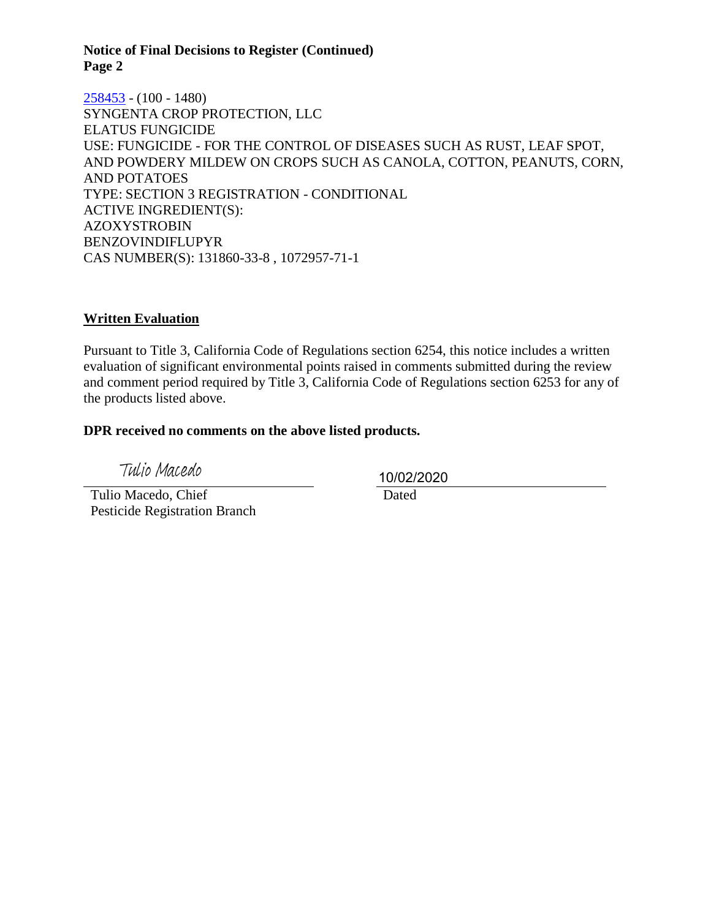**Notice of Final Decisions to Register (Continued)**
**Page 2**

258453 - (100 - 1480)
SYNGENTA CROP PROTECTION, LLC
ELATUS FUNGICIDE
USE: FUNGICIDE - FOR THE CONTROL OF DISEASES SUCH AS RUST, LEAF SPOT, AND POWDERY MILDEW ON CROPS SUCH AS CANOLA, COTTON, PEANUTS, CORN, AND POTATOES
TYPE: SECTION 3 REGISTRATION - CONDITIONAL
ACTIVE INGREDIENT(S):
AZOXYSTROBIN
BENZOVINDIFLUPYR
CAS NUMBER(S): 131860-33-8 , 1072957-71-1

## Written Evaluation

Pursuant to Title 3, California Code of Regulations section 6254, this notice includes a written evaluation of significant environmental points raised in comments submitted during the review and comment period required by Title 3, California Code of Regulations section 6253 for any of the products listed above.

**DPR received no comments on the above listed products.**

Tulio Macedo

Tulio Macedo, Chief
Pesticide Registration Branch

10/02/2020
Dated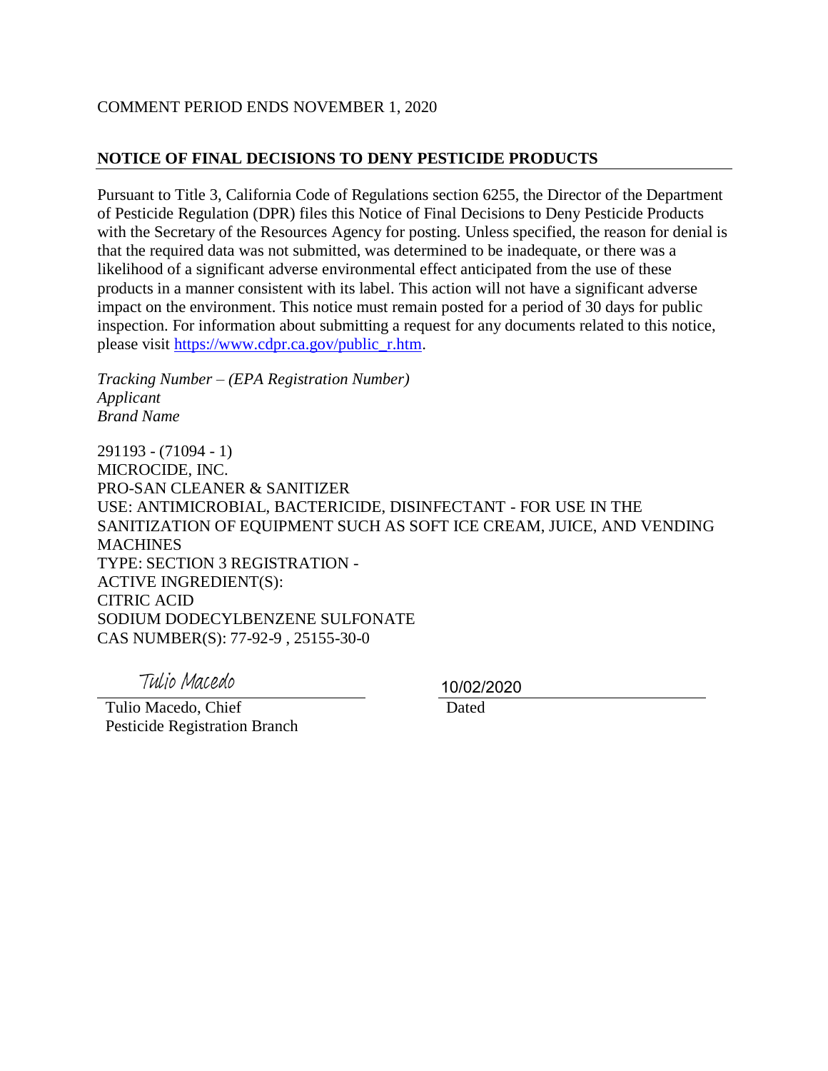COMMENT PERIOD ENDS NOVEMBER 1, 2020

## NOTICE OF FINAL DECISIONS TO DENY PESTICIDE PRODUCTS

Pursuant to Title 3, California Code of Regulations section 6255, the Director of the Department of Pesticide Regulation (DPR) files this Notice of Final Decisions to Deny Pesticide Products with the Secretary of the Resources Agency for posting. Unless specified, the reason for denial is that the required data was not submitted, was determined to be inadequate, or there was a likelihood of a significant adverse environmental effect anticipated from the use of these products in a manner consistent with its label. This action will not have a significant adverse impact on the environment. This notice must remain posted for a period of 30 days for public inspection. For information about submitting a request for any documents related to this notice, please visit https://www.cdpr.ca.gov/public_r.htm.

*Tracking Number – (EPA Registration Number)*
*Applicant*
*Brand Name*

291193 - (71094 - 1)
MICROCIDE, INC.
PRO-SAN CLEANER & SANITIZER
USE: ANTIMICROBIAL, BACTERICIDE, DISINFECTANT - FOR USE IN THE SANITIZATION OF EQUIPMENT SUCH AS SOFT ICE CREAM, JUICE, AND VENDING MACHINES
TYPE: SECTION 3 REGISTRATION -
ACTIVE INGREDIENT(S):
CITRIC ACID
SODIUM DODECYLBENZENE SULFONATE
CAS NUMBER(S): 77-92-9 , 25155-30-0

Tulio Macedo

Tulio Macedo, Chief
Pesticide Registration Branch

10/02/2020
Dated